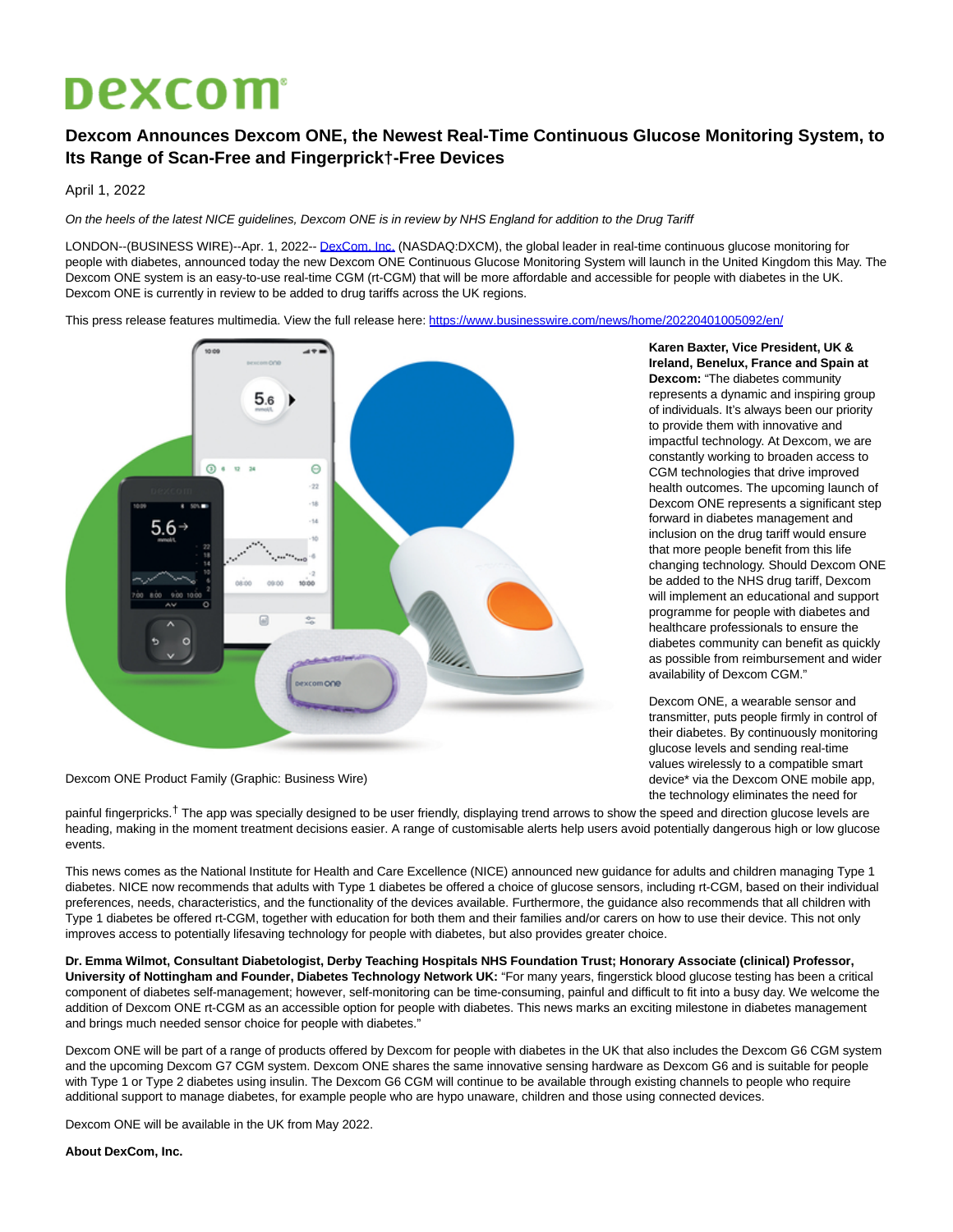# dexcom

## Dexcom Announces Dexcom ONE, the Newest Real-Time Continuous Glucose Monitoring System, to Its Range of Scan-Free and Fingerprick†-Free Devices

April 1, 2022

*On the heels of the latest NICE guidelines, Dexcom ONE is in review by NHS England for addition to the Drug Tariff*

LONDON--(BUSINESS WIRE)--Apr. 1, 2022-- DexCom, Inc. (NASDAQ:DXCM), the global leader in real-time continuous glucose monitoring for people with diabetes, announced today the new Dexcom ONE Continuous Glucose Monitoring System will launch in the United Kingdom this May. The Dexcom ONE system is an easy-to-use real-time CGM (rt-CGM) that will be more affordable and accessible for people with diabetes in the UK. Dexcom ONE is currently in review to be added to drug tariffs across the UK regions.

This press release features multimedia. View the full release here: https://www.businesswire.com/news/home/20220401005092/en/

Dexcom ONE Product Family (Graphic: Business Wire)

**Karen Baxter, Vice President, UK & Ireland, Benelux, France and Spain at Dexcom:** "The diabetes community represents a dynamic and inspiring group of individuals. It's always been our priority to provide them with innovative and impactful technology. At Dexcom, we are constantly working to broaden access to CGM technologies that drive improved health outcomes. The upcoming launch of Dexcom ONE represents a significant step forward in diabetes management and inclusion on the drug tariff would ensure that more people benefit from this life changing technology. Should Dexcom ONE be added to the NHS drug tariff, Dexcom will implement an educational and support programme for people with diabetes and healthcare professionals to ensure the diabetes community can benefit as quickly as possible from reimbursement and wider availability of Dexcom CGM."

Dexcom ONE, a wearable sensor and transmitter, puts people firmly in control of their diabetes. By continuously monitoring glucose levels and sending real-time values wirelessly to a compatible smart device* via the Dexcom ONE mobile app, the technology eliminates the need for painful fingerpricks.† The app was specially designed to be user friendly, displaying trend arrows to show the speed and direction glucose levels are heading, making in the moment treatment decisions easier. A range of customisable alerts help users avoid potentially dangerous high or low glucose events.

This news comes as the National Institute for Health and Care Excellence (NICE) announced new guidance for adults and children managing Type 1 diabetes. NICE now recommends that adults with Type 1 diabetes be offered a choice of glucose sensors, including rt-CGM, based on their individual preferences, needs, characteristics, and the functionality of the devices available. Furthermore, the guidance also recommends that all children with Type 1 diabetes be offered rt-CGM, together with education for both them and their families and/or carers on how to use their device. This not only improves access to potentially lifesaving technology for people with diabetes, but also provides greater choice.

**Dr. Emma Wilmot, Consultant Diabetologist, Derby Teaching Hospitals NHS Foundation Trust; Honorary Associate (clinical) Professor, University of Nottingham and Founder, Diabetes Technology Network UK:** "For many years, fingerstick blood glucose testing has been a critical component of diabetes self-management; however, self-monitoring can be time-consuming, painful and difficult to fit into a busy day. We welcome the addition of Dexcom ONE rt-CGM as an accessible option for people with diabetes. This news marks an exciting milestone in diabetes management and brings much needed sensor choice for people with diabetes."

Dexcom ONE will be part of a range of products offered by Dexcom for people with diabetes in the UK that also includes the Dexcom G6 CGM system and the upcoming Dexcom G7 CGM system. Dexcom ONE shares the same innovative sensing hardware as Dexcom G6 and is suitable for people with Type 1 or Type 2 diabetes using insulin. The Dexcom G6 CGM will continue to be available through existing channels to people who require additional support to manage diabetes, for example people who are hypo unaware, children and those using connected devices.

Dexcom ONE will be available in the UK from May 2022.

**About DexCom, Inc.**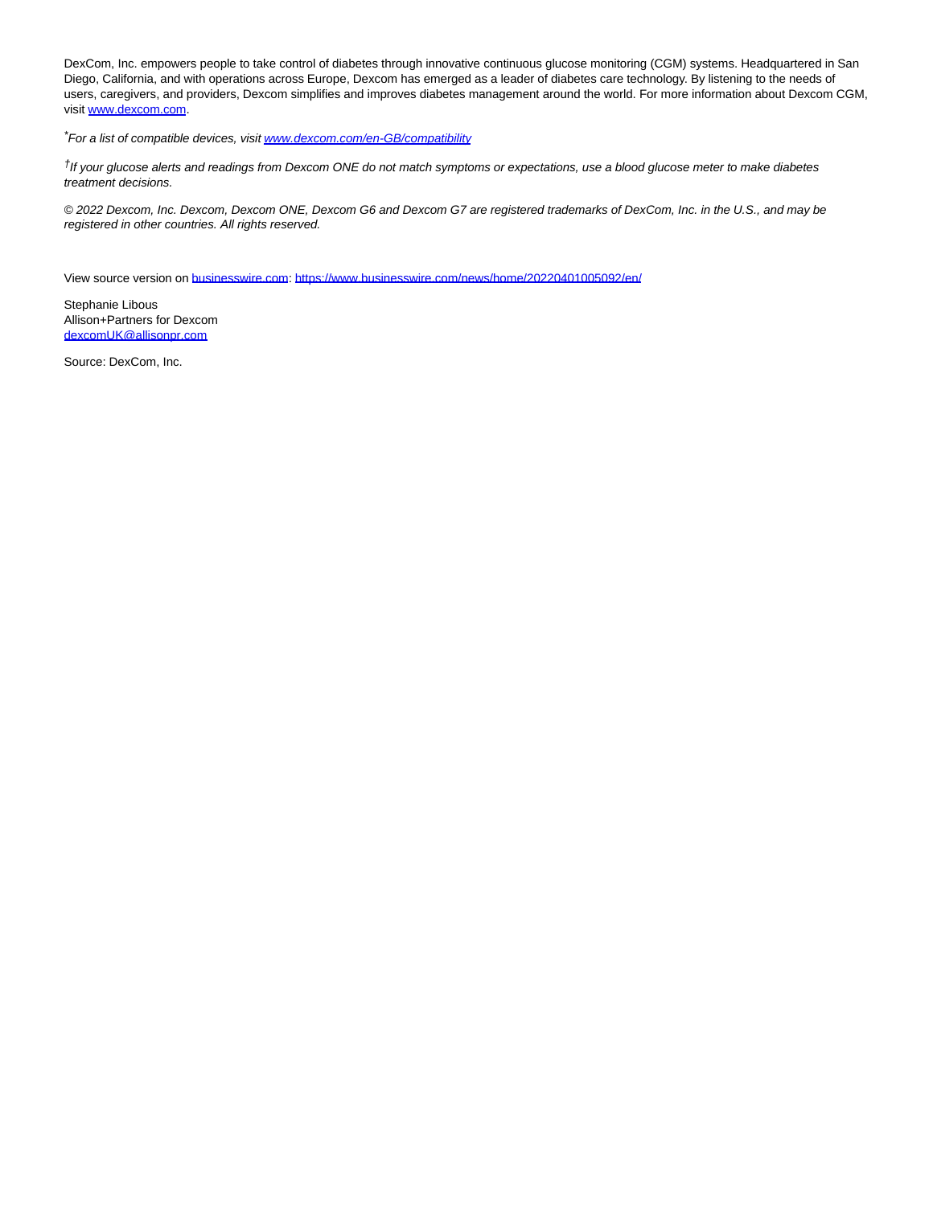DexCom, Inc. empowers people to take control of diabetes through innovative continuous glucose monitoring (CGM) systems. Headquartered in San Diego, California, and with operations across Europe, Dexcom has emerged as a leader of diabetes care technology. By listening to the needs of users, caregivers, and providers, Dexcom simplifies and improves diabetes management around the world. For more information about Dexcom CGM, visit [www.dexcom.com](www.dexcom.com).

*[*]For a list of compatible devices, visit [www.dexcom.com/en-GB/compatibility](www.dexcom.com/en-GB/compatibility)*

*[†]If your glucose alerts and readings from Dexcom ONE do not match symptoms or expectations, use a blood glucose meter to make diabetes treatment decisions.*

*© 2022 Dexcom, Inc. Dexcom, Dexcom ONE, Dexcom G6 and Dexcom G7 are registered trademarks of DexCom, Inc. in the U.S., and may be registered in other countries. All rights reserved.*

View source version on [businesswire.com](businesswire.com): [https://www.businesswire.com/news/home/20220401005092/en/](https://www.businesswire.com/news/home/20220401005092/en/)

Stephanie Libous
Allison+Partners for Dexcom
[dexcomUK@allisonpr.com](mailto:dexcomUK@allisonpr.com)

Source: DexCom, Inc.